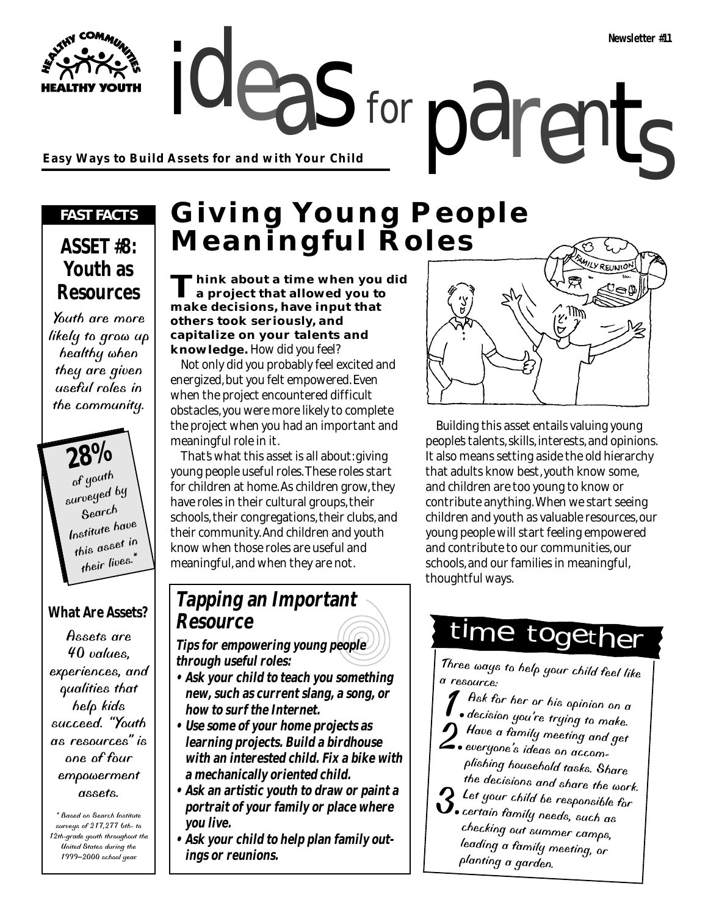Newsletter #11

# ideas for parents

**Easy Ways to Build Assets for and with Your Child**

## FAST FACTS

### ASSET #8: Youth as Resources

Youth are more likely to grow up healthy when they are given useful roles in the community.

**28%** of youth surveyed by Search Institute have this asset in their lives.*

### What Are Assets?

Assets are 40 values, experiences, and qualities that help kids succeed. "Youth as resources" is one of four empowerment assets.

* Based on Search Institute surveys of 217,277 6th- to 12th-grade youth throughout the United States during the 1999–2000 school year.

## Giving Young People Meaningful Roles

**Think about a time when you did a project that allowed you to make decisions, have input that others took seriously, and capitalize on your talents and knowledge.** How did you feel?

Not only did you probably feel excited and energized, but you felt empowered. Even when the project encountered difficult obstacles, you were more likely to complete the project when you had an important and meaningful role in it.

That's what this asset is all about: giving young people useful roles. These roles start for children at home. As children grow, they have roles in their cultural groups, their schools, their congregations, their clubs, and their community. And children and youth know when those roles are useful and meaningful, and when they are not.

Building this asset entails valuing young people's talents, skills, interests, and opinions. It also means setting aside the old hierarchy that adults know best, youth know some, and children are too young to know or contribute anything. When we start seeing children and youth as valuable resources, our young people will start feeling empowered and contribute to our communities, our schools, and our families in meaningful, thoughtful ways.

### Tapping an Important Resource

**Tips for empowering young people through useful roles:**

- **Ask your child to teach you something new, such as current slang, a song, or how to surf the Internet.**
- **Use some of your home projects as learning projects. Build a birdhouse with an interested child. Fix a bike with a mechanically oriented child.**
- **Ask an artistic youth to draw or paint a portrait of your family or place where you live.**
- **Ask your child to help plan family outings or reunions.**

### time together

Three ways to help your child feel like a resource:

1. Ask for her or his opinion on a decision you're trying to make.
2. Have a family meeting and get everyone's ideas on accomplishing household tasks. Share the decisions and share the work.
3. Let your child be responsible for certain family needs, such as checking out summer camps, leading a family meeting, or planting a garden.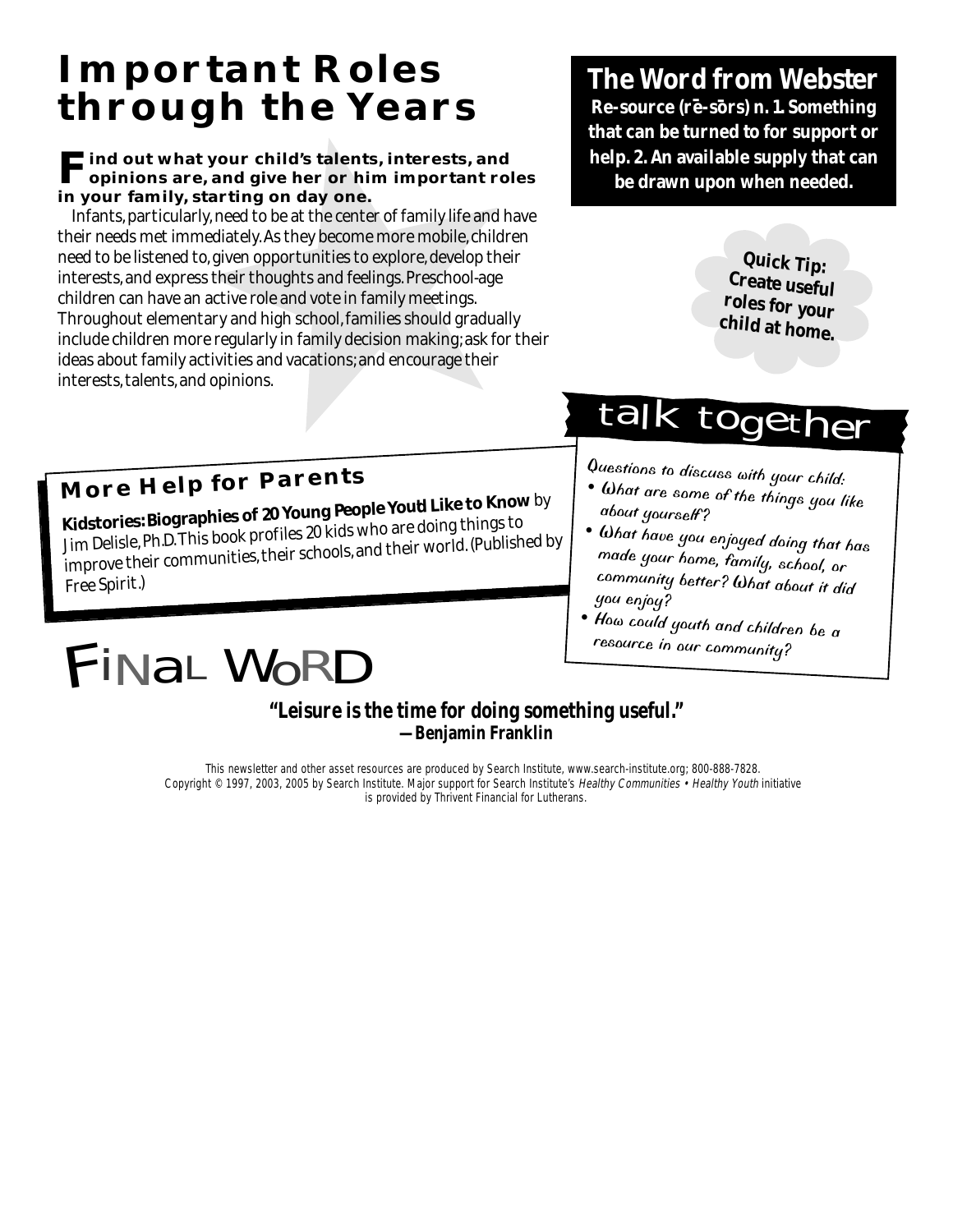# Important Roles through the Years

**Find out what your child's talents, interests, and opinions are, and give her or him important roles in your family, starting on day one.**

Infants, particularly, need to be at the center of family life and have their needs met immediately. As they become more mobile, children need to be listened to, given opportunities to explore, develop their interests, and express their thoughts and feelings. Preschool-age children can have an active role and vote in family meetings. Throughout elementary and high school, families should gradually include children more regularly in family decision making; ask for their ideas about family activities and vacations; and encourage their interests, talents, and opinions.

## The Word from Webster

**Re-source (rē-sōrs) n. 1. Something that can be turned to for support or help. 2. An available supply that can be drawn upon when needed.**

**Quick Tip: Create useful roles for your child at home.**

## More Help for Parents

**Kidstories: Biographies of 20 Young People You'd Like to Know** by Jim Delisle, Ph.D. This book profiles 20 kids who are doing things to improve their communities, their schools, and their world. (Published by Free Spirit.)

## talk together

Questions to discuss with your child:

- What are some of the things you like about yourself?
- What have you enjoyed doing that has made your home, family, school, or community better? What about it did you enjoy?
- How could youth and children be a resource in our community?

## Final Word

**"Leisure is the time for doing something useful."**
**—Benjamin Franklin**

This newsletter and other asset resources are produced by Search Institute, www.search-institute.org; 800-888-7828. Copyright © 1997, 2003, 2005 by Search Institute. Major support for Search Institute's *Healthy Communities • Healthy Youth* initiative is provided by Thrivent Financial for Lutherans.